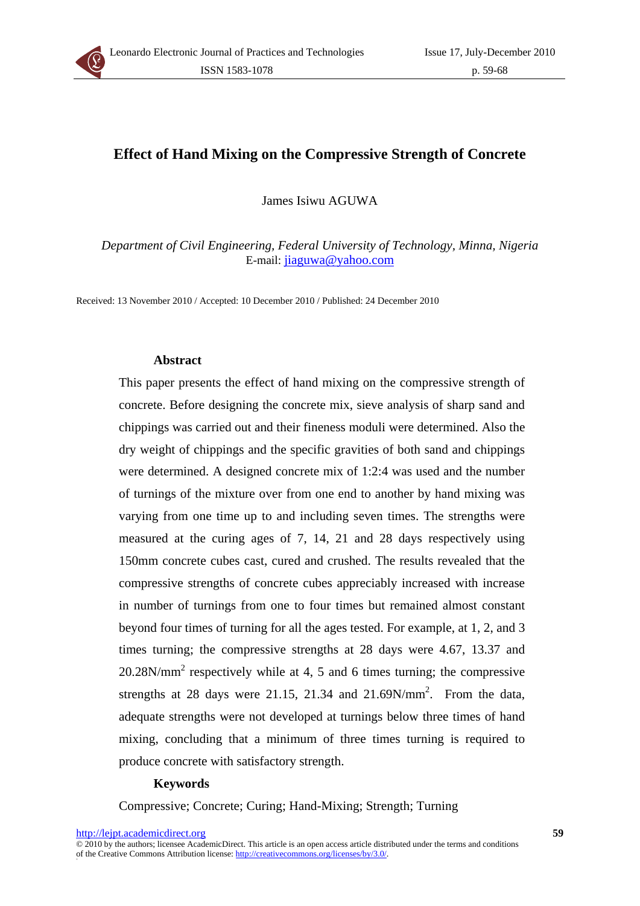# Effect of Hand Mixing on the Compressive Strength of Concrete

James Isiwu AGUWA

*Department of Civil Engineering, Federal University of Technology, Minna, Nigeria*
E-mail: jiaguwa@yahoo.com

Received: 13 November 2010 / Accepted: 10 December 2010 / Published: 24 December 2010

## Abstract

This paper presents the effect of hand mixing on the compressive strength of concrete. Before designing the concrete mix, sieve analysis of sharp sand and chippings was carried out and their fineness moduli were determined. Also the dry weight of chippings and the specific gravities of both sand and chippings were determined. A designed concrete mix of 1:2:4 was used and the number of turnings of the mixture over from one end to another by hand mixing was varying from one time up to and including seven times. The strengths were measured at the curing ages of 7, 14, 21 and 28 days respectively using 150mm concrete cubes cast, cured and crushed. The results revealed that the compressive strengths of concrete cubes appreciably increased with increase in number of turnings from one to four times but remained almost constant beyond four times of turning for all the ages tested. For example, at 1, 2, and 3 times turning; the compressive strengths at 28 days were 4.67, 13.37 and 20.28N/mm$^2$ respectively while at 4, 5 and 6 times turning; the compressive strengths at 28 days were 21.15, 21.34 and 21.69N/mm$^2$. From the data, adequate strengths were not developed at turnings below three times of hand mixing, concluding that a minimum of three times turning is required to produce concrete with satisfactory strength.

## Keywords

Compressive; Concrete; Curing; Hand-Mixing; Strength; Turning

http://lejpt.academicdirect.org

© 2010 by the authors; licensee AcademicDirect. This article is an open access article distributed under the terms and conditions of the Creative Commons Attribution license: http://creativecommons.org/licenses/by/3.0/.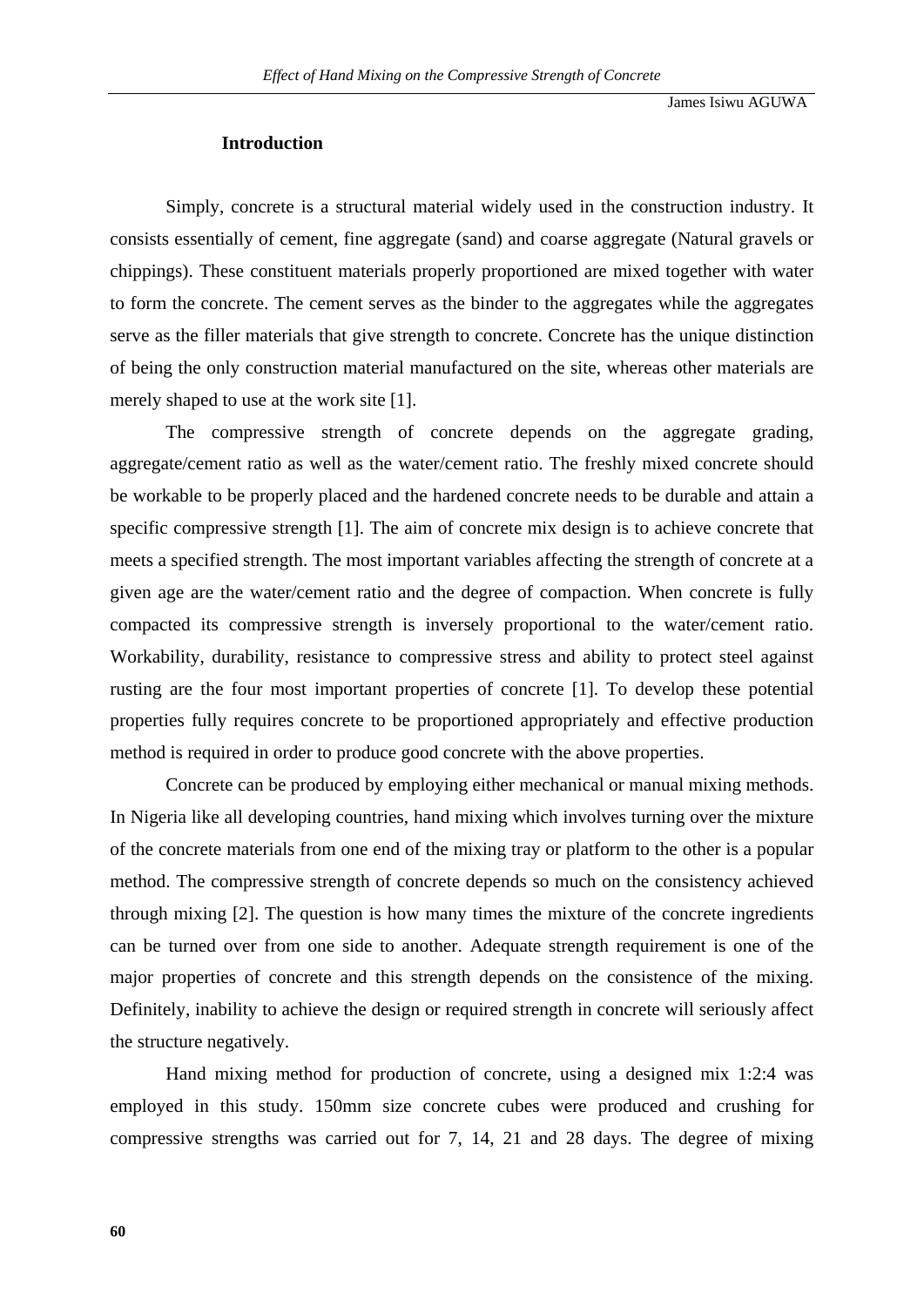## Introduction

Simply, concrete is a structural material widely used in the construction industry. It consists essentially of cement, fine aggregate (sand) and coarse aggregate (Natural gravels or chippings). These constituent materials properly proportioned are mixed together with water to form the concrete. The cement serves as the binder to the aggregates while the aggregates serve as the filler materials that give strength to concrete. Concrete has the unique distinction of being the only construction material manufactured on the site, whereas other materials are merely shaped to use at the work site [1].

The compressive strength of concrete depends on the aggregate grading, aggregate/cement ratio as well as the water/cement ratio. The freshly mixed concrete should be workable to be properly placed and the hardened concrete needs to be durable and attain a specific compressive strength [1]. The aim of concrete mix design is to achieve concrete that meets a specified strength. The most important variables affecting the strength of concrete at a given age are the water/cement ratio and the degree of compaction. When concrete is fully compacted its compressive strength is inversely proportional to the water/cement ratio. Workability, durability, resistance to compressive stress and ability to protect steel against rusting are the four most important properties of concrete [1]. To develop these potential properties fully requires concrete to be proportioned appropriately and effective production method is required in order to produce good concrete with the above properties.

Concrete can be produced by employing either mechanical or manual mixing methods. In Nigeria like all developing countries, hand mixing which involves turning over the mixture of the concrete materials from one end of the mixing tray or platform to the other is a popular method. The compressive strength of concrete depends so much on the consistency achieved through mixing [2]. The question is how many times the mixture of the concrete ingredients can be turned over from one side to another. Adequate strength requirement is one of the major properties of concrete and this strength depends on the consistence of the mixing. Definitely, inability to achieve the design or required strength in concrete will seriously affect the structure negatively.

Hand mixing method for production of concrete, using a designed mix 1:2:4 was employed in this study. 150mm size concrete cubes were produced and crushing for compressive strengths was carried out for 7, 14, 21 and 28 days. The degree of mixing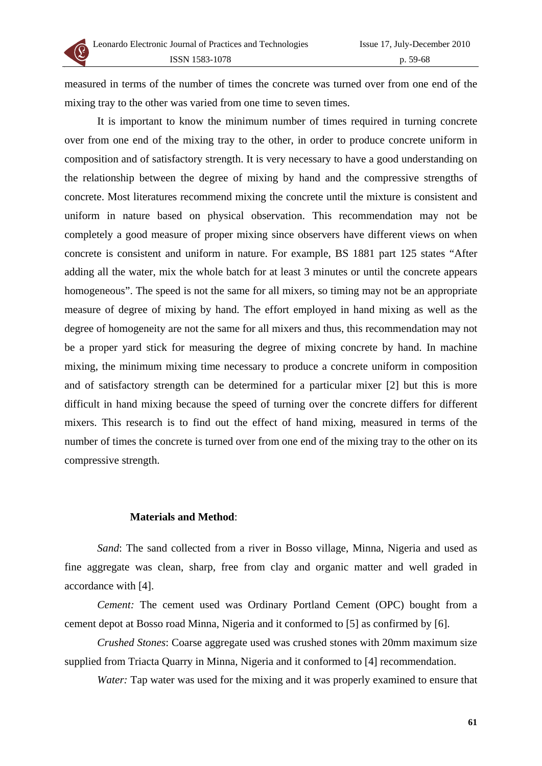measured in terms of the number of times the concrete was turned over from one end of the mixing tray to the other was varied from one time to seven times.

It is important to know the minimum number of times required in turning concrete over from one end of the mixing tray to the other, in order to produce concrete uniform in composition and of satisfactory strength. It is very necessary to have a good understanding on the relationship between the degree of mixing by hand and the compressive strengths of concrete. Most literatures recommend mixing the concrete until the mixture is consistent and uniform in nature based on physical observation. This recommendation may not be completely a good measure of proper mixing since observers have different views on when concrete is consistent and uniform in nature. For example, BS 1881 part 125 states "After adding all the water, mix the whole batch for at least 3 minutes or until the concrete appears homogeneous". The speed is not the same for all mixers, so timing may not be an appropriate measure of degree of mixing by hand. The effort employed in hand mixing as well as the degree of homogeneity are not the same for all mixers and thus, this recommendation may not be a proper yard stick for measuring the degree of mixing concrete by hand. In machine mixing, the minimum mixing time necessary to produce a concrete uniform in composition and of satisfactory strength can be determined for a particular mixer [2] but this is more difficult in hand mixing because the speed of turning over the concrete differs for different mixers. This research is to find out the effect of hand mixing, measured in terms of the number of times the concrete is turned over from one end of the mixing tray to the other on its compressive strength.

## Materials and Method:

*Sand*: The sand collected from a river in Bosso village, Minna, Nigeria and used as fine aggregate was clean, sharp, free from clay and organic matter and well graded in accordance with [4].

*Cement:* The cement used was Ordinary Portland Cement (OPC) bought from a cement depot at Bosso road Minna, Nigeria and it conformed to [5] as confirmed by [6].

*Crushed Stones*: Coarse aggregate used was crushed stones with 20mm maximum size supplied from Triacta Quarry in Minna, Nigeria and it conformed to [4] recommendation.

*Water:* Tap water was used for the mixing and it was properly examined to ensure that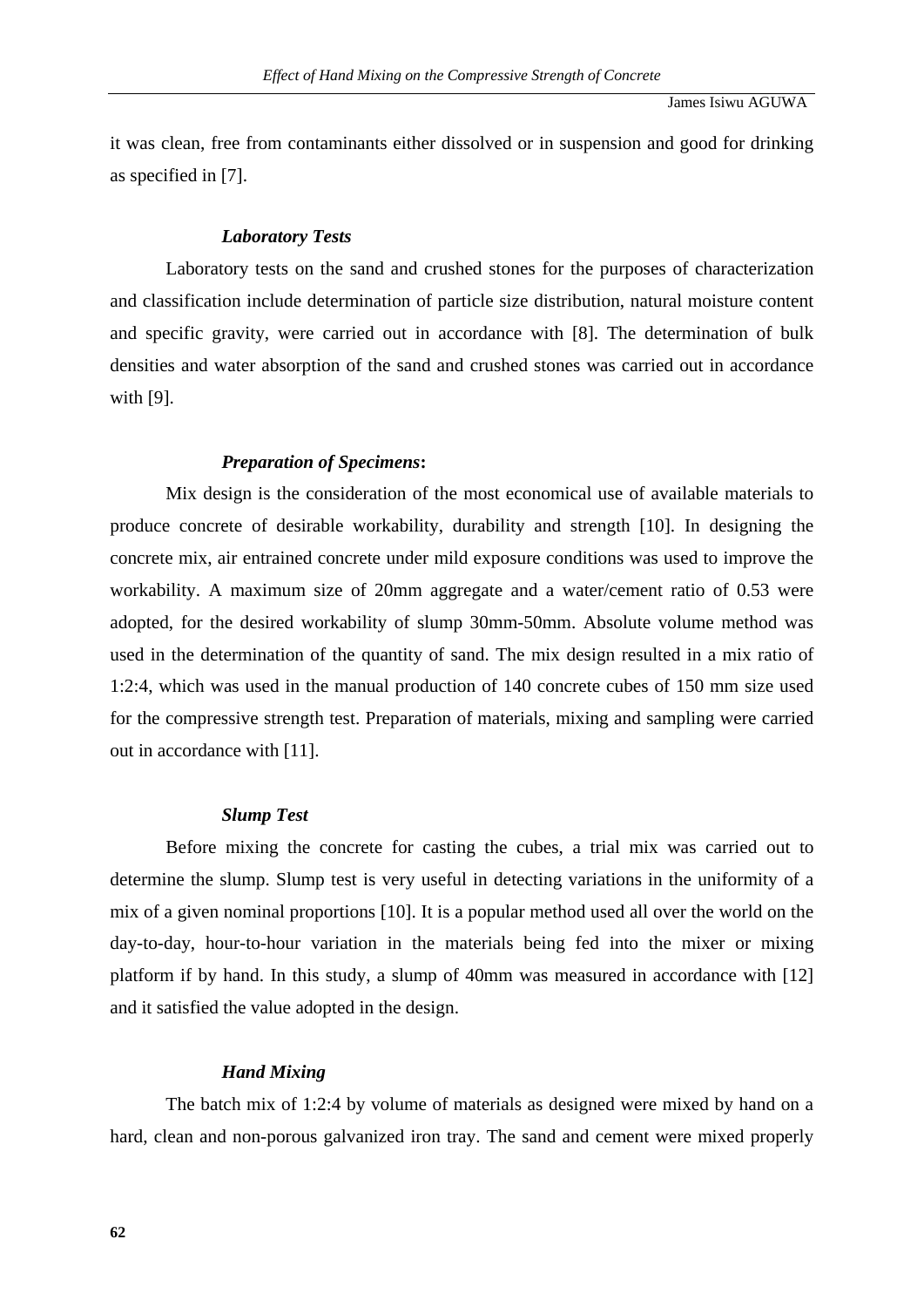it was clean, free from contaminants either dissolved or in suspension and good for drinking as specified in [7].

### *Laboratory Tests*

Laboratory tests on the sand and crushed stones for the purposes of characterization and classification include determination of particle size distribution, natural moisture content and specific gravity, were carried out in accordance with [8]. The determination of bulk densities and water absorption of the sand and crushed stones was carried out in accordance with [9].

### *Preparation of Specimens***:**

Mix design is the consideration of the most economical use of available materials to produce concrete of desirable workability, durability and strength [10]. In designing the concrete mix, air entrained concrete under mild exposure conditions was used to improve the workability. A maximum size of 20mm aggregate and a water/cement ratio of 0.53 were adopted, for the desired workability of slump 30mm-50mm. Absolute volume method was used in the determination of the quantity of sand. The mix design resulted in a mix ratio of 1:2:4, which was used in the manual production of 140 concrete cubes of 150 mm size used for the compressive strength test. Preparation of materials, mixing and sampling were carried out in accordance with [11].

### *Slump Test*

Before mixing the concrete for casting the cubes, a trial mix was carried out to determine the slump. Slump test is very useful in detecting variations in the uniformity of a mix of a given nominal proportions [10]. It is a popular method used all over the world on the day-to-day, hour-to-hour variation in the materials being fed into the mixer or mixing platform if by hand. In this study, a slump of 40mm was measured in accordance with [12] and it satisfied the value adopted in the design.

### *Hand Mixing*

The batch mix of 1:2:4 by volume of materials as designed were mixed by hand on a hard, clean and non-porous galvanized iron tray. The sand and cement were mixed properly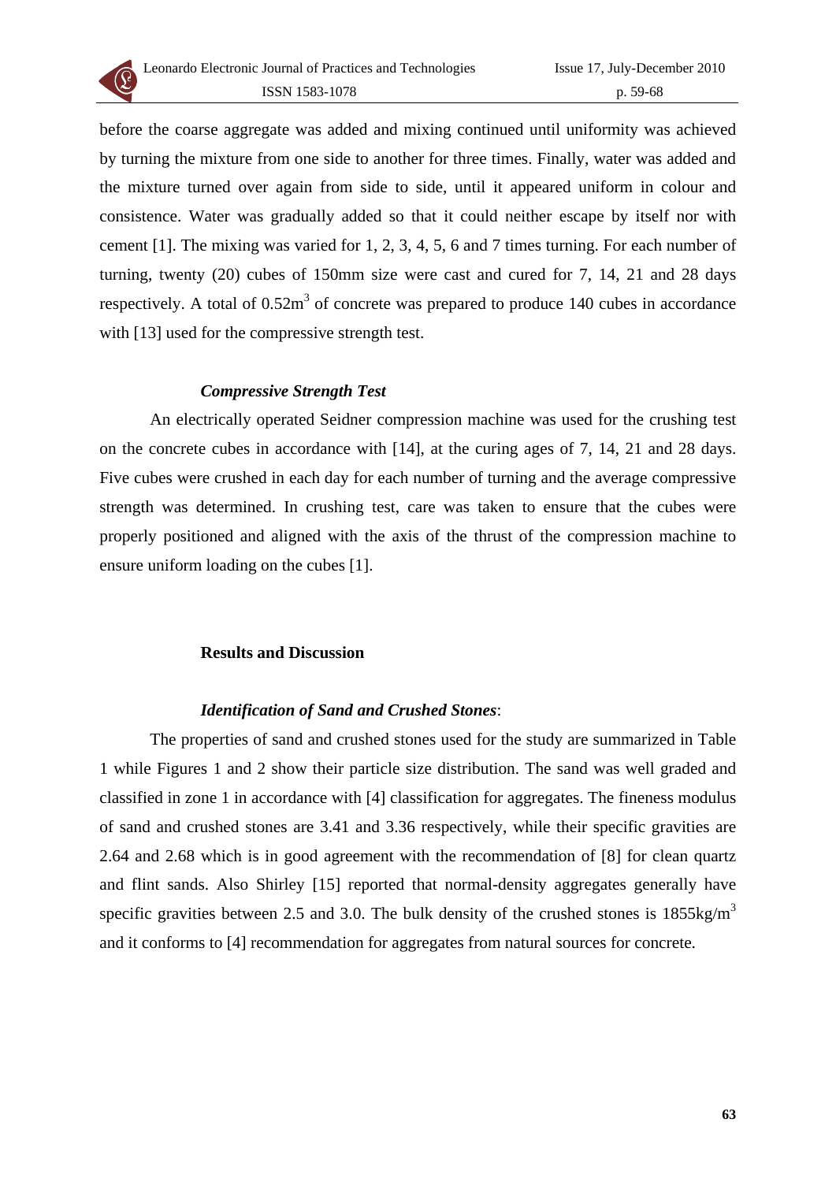before the coarse aggregate was added and mixing continued until uniformity was achieved by turning the mixture from one side to another for three times. Finally, water was added and the mixture turned over again from side to side, until it appeared uniform in colour and consistence. Water was gradually added so that it could neither escape by itself nor with cement [1]. The mixing was varied for 1, 2, 3, 4, 5, 6 and 7 times turning. For each number of turning, twenty (20) cubes of 150mm size were cast and cured for 7, 14, 21 and 28 days respectively. A total of 0.52m$^3$ of concrete was prepared to produce 140 cubes in accordance with [13] used for the compressive strength test.

### *Compressive Strength Test*

An electrically operated Seidner compression machine was used for the crushing test on the concrete cubes in accordance with [14], at the curing ages of 7, 14, 21 and 28 days. Five cubes were crushed in each day for each number of turning and the average compressive strength was determined. In crushing test, care was taken to ensure that the cubes were properly positioned and aligned with the axis of the thrust of the compression machine to ensure uniform loading on the cubes [1].

## Results and Discussion

### *Identification of Sand and Crushed Stones*:

The properties of sand and crushed stones used for the study are summarized in Table 1 while Figures 1 and 2 show their particle size distribution. The sand was well graded and classified in zone 1 in accordance with [4] classification for aggregates. The fineness modulus of sand and crushed stones are 3.41 and 3.36 respectively, while their specific gravities are 2.64 and 2.68 which is in good agreement with the recommendation of [8] for clean quartz and flint sands. Also Shirley [15] reported that normal-density aggregates generally have specific gravities between 2.5 and 3.0. The bulk density of the crushed stones is 1855kg/m$^3$ and it conforms to [4] recommendation for aggregates from natural sources for concrete.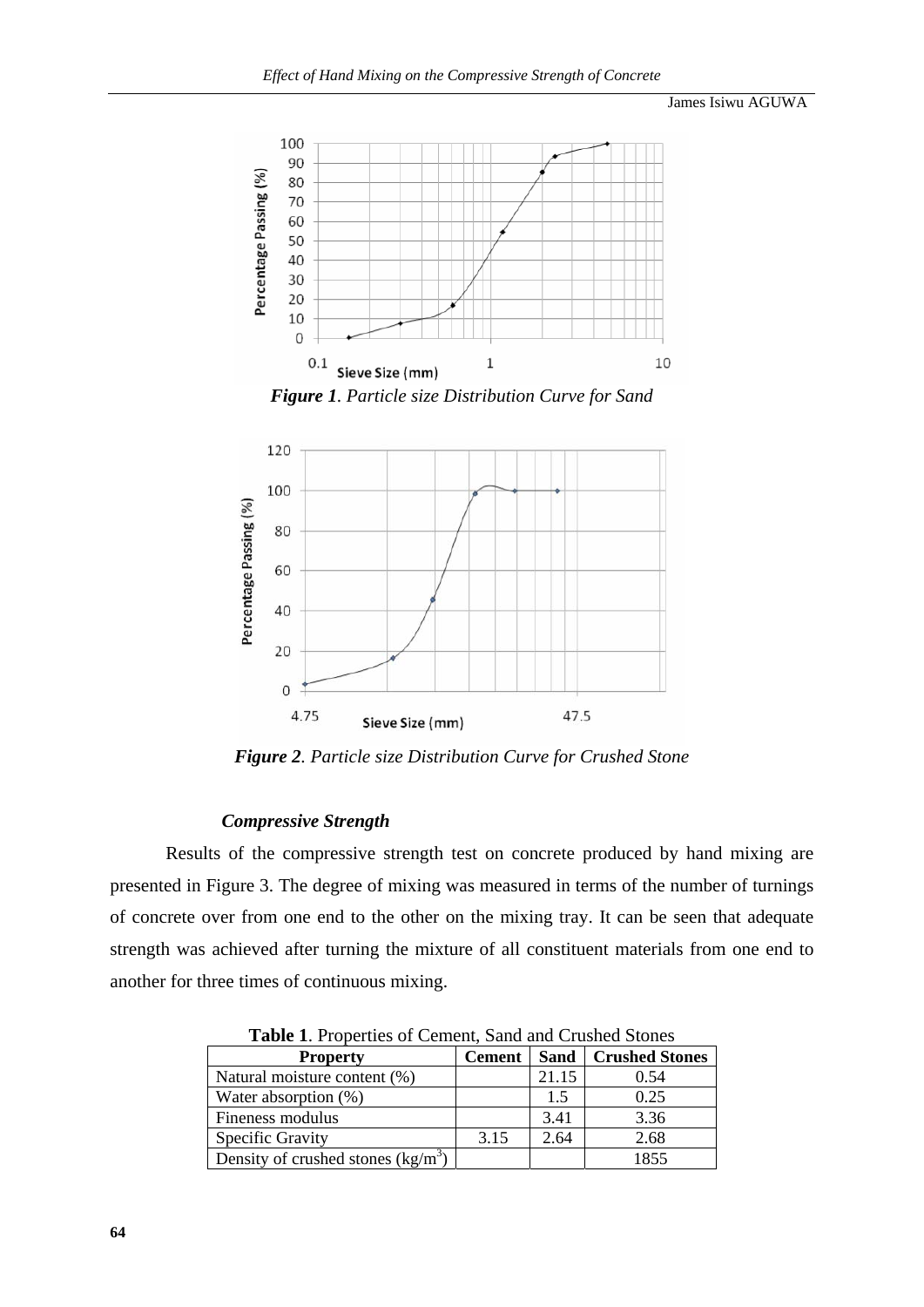*Figure 1*. *Particle size Distribution Curve for Sand*

*Figure 2*. *Particle size Distribution Curve for Crushed Stone*

### *Compressive Strength*

Results of the compressive strength test on concrete produced by hand mixing are presented in Figure 3. The degree of mixing was measured in terms of the number of turnings of concrete over from one end to the other on the mixing tray. It can be seen that adequate strength was achieved after turning the mixture of all constituent materials from one end to another for three times of continuous mixing.

**Table 1**. Properties of Cement, Sand and Crushed Stones

| Property | Cement | Sand | Crushed Stones |
|---|---|---|---|
| Natural moisture content (%) | | 21.15 | 0.54 |
| Water absorption (%) | | 1.5 | 0.25 |
| Fineness modulus | | 3.41 | 3.36 |
| Specific Gravity | 3.15 | 2.64 | 2.68 |
| Density of crushed stones ($kg/m^3$) | | | 1855 |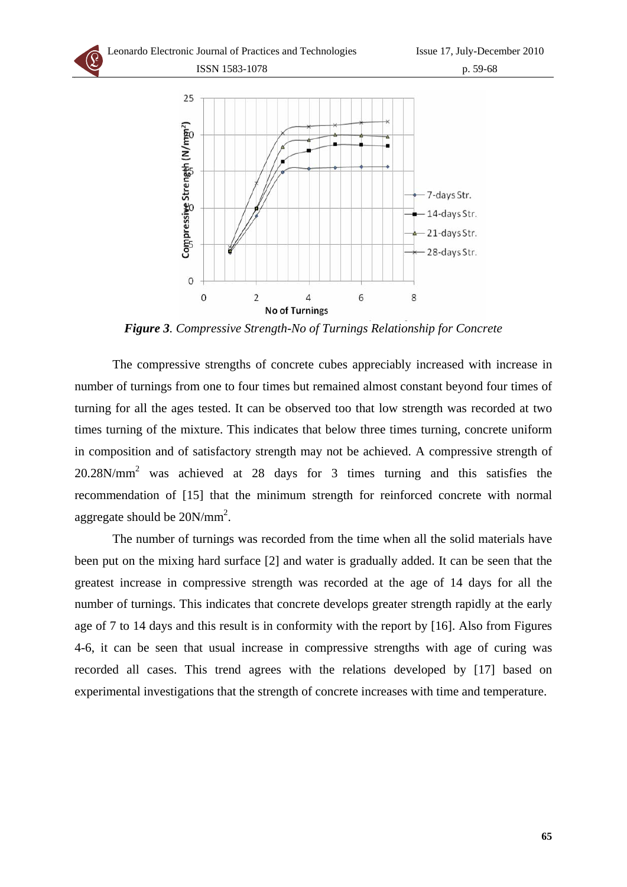*Figure 3. Compressive Strength-No of Turnings Relationship for Concrete*

The compressive strengths of concrete cubes appreciably increased with increase in number of turnings from one to four times but remained almost constant beyond four times of turning for all the ages tested. It can be observed too that low strength was recorded at two times turning of the mixture. This indicates that below three times turning, concrete uniform in composition and of satisfactory strength may not be achieved. A compressive strength of 20.28N/mm$^2$ was achieved at 28 days for 3 times turning and this satisfies the recommendation of [15] that the minimum strength for reinforced concrete with normal aggregate should be 20N/mm$^2$.

The number of turnings was recorded from the time when all the solid materials have been put on the mixing hard surface [2] and water is gradually added. It can be seen that the greatest increase in compressive strength was recorded at the age of 14 days for all the number of turnings. This indicates that concrete develops greater strength rapidly at the early age of 7 to 14 days and this result is in conformity with the report by [16]. Also from Figures 4-6, it can be seen that usual increase in compressive strengths with age of curing was recorded all cases. This trend agrees with the relations developed by [17] based on experimental investigations that the strength of concrete increases with time and temperature.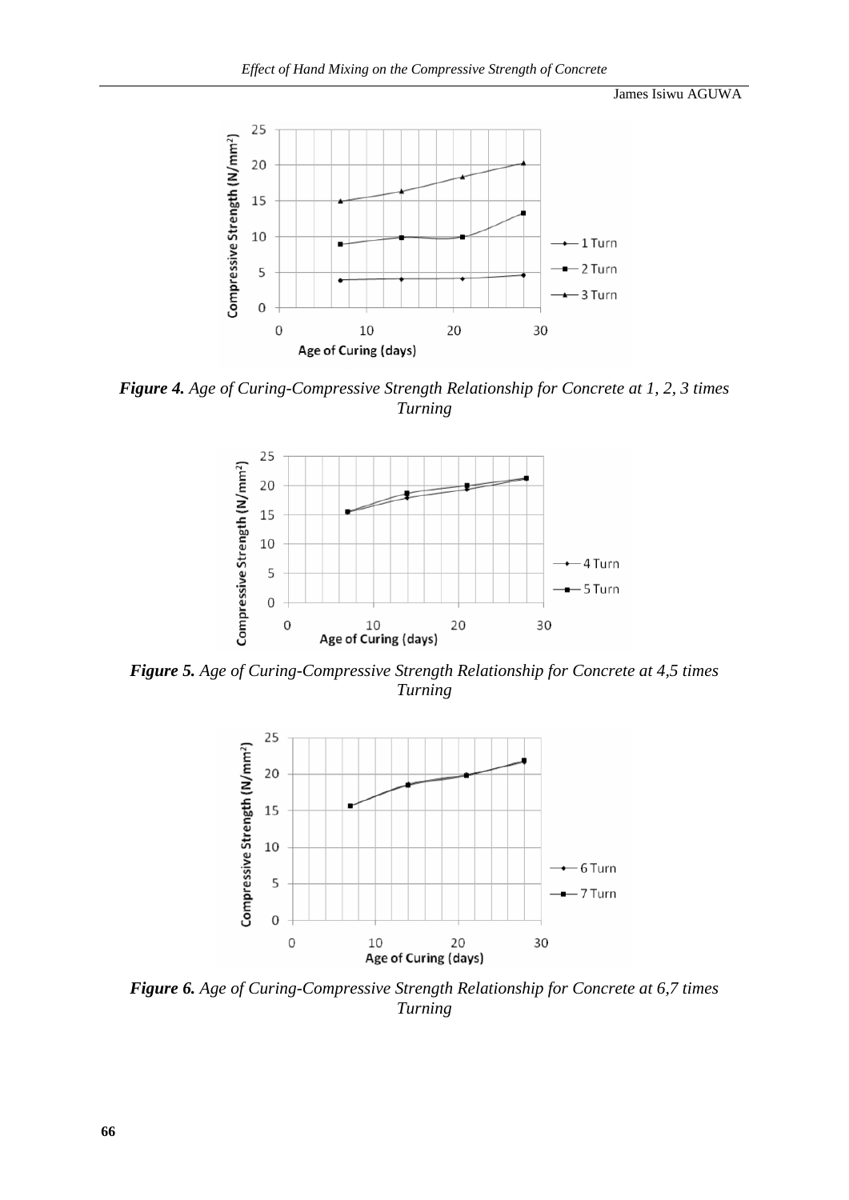**Figure 4.** *Age of Curing-Compressive Strength Relationship for Concrete at 1, 2, 3 times Turning*

**Figure 5.** *Age of Curing-Compressive Strength Relationship for Concrete at 4,5 times Turning*

**Figure 6.** *Age of Curing-Compressive Strength Relationship for Concrete at 6,7 times Turning*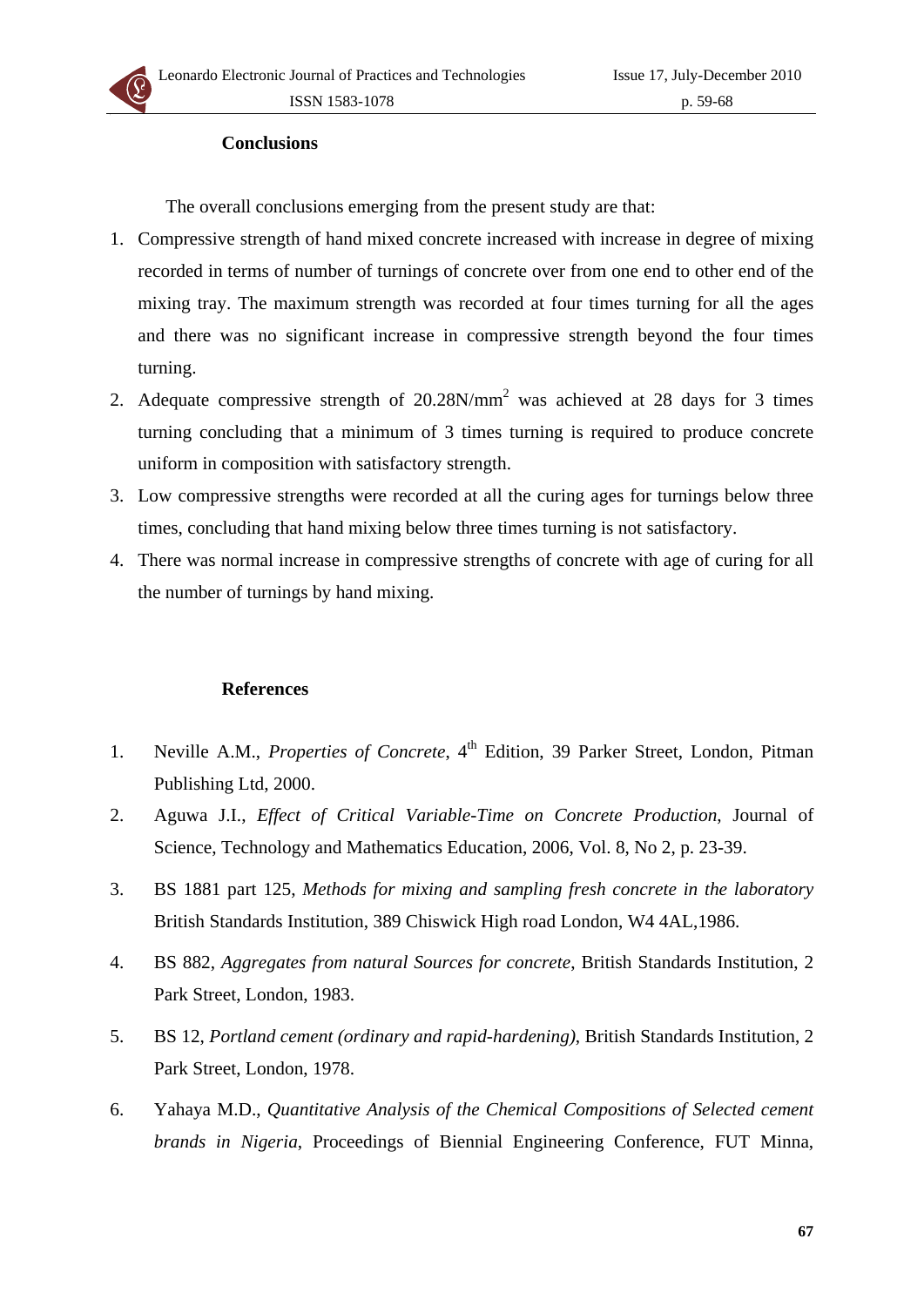## Conclusions

The overall conclusions emerging from the present study are that:

1. Compressive strength of hand mixed concrete increased with increase in degree of mixing recorded in terms of number of turnings of concrete over from one end to other end of the mixing tray. The maximum strength was recorded at four times turning for all the ages and there was no significant increase in compressive strength beyond the four times turning.
2. Adequate compressive strength of 20.28N/mm$^2$ was achieved at 28 days for 3 times turning concluding that a minimum of 3 times turning is required to produce concrete uniform in composition with satisfactory strength.
3. Low compressive strengths were recorded at all the curing ages for turnings below three times, concluding that hand mixing below three times turning is not satisfactory.
4. There was normal increase in compressive strengths of concrete with age of curing for all the number of turnings by hand mixing.

## References

1. Neville A.M., *Properties of Concrete*, 4th Edition, 39 Parker Street, London, Pitman Publishing Ltd, 2000.
2. Aguwa J.I., *Effect of Critical Variable-Time on Concrete Production*, Journal of Science, Technology and Mathematics Education, 2006, Vol. 8, No 2, p. 23-39.
3. BS 1881 part 125, *Methods for mixing and sampling fresh concrete in the laboratory* British Standards Institution, 389 Chiswick High road London, W4 4AL,1986.
4. BS 882, *Aggregates from natural Sources for concrete*, British Standards Institution, 2 Park Street, London, 1983.
5. BS 12, *Portland cement (ordinary and rapid-hardening)*, British Standards Institution, 2 Park Street, London, 1978.
6. Yahaya M.D., *Quantitative Analysis of the Chemical Compositions of Selected cement brands in Nigeria*, Proceedings of Biennial Engineering Conference, FUT Minna,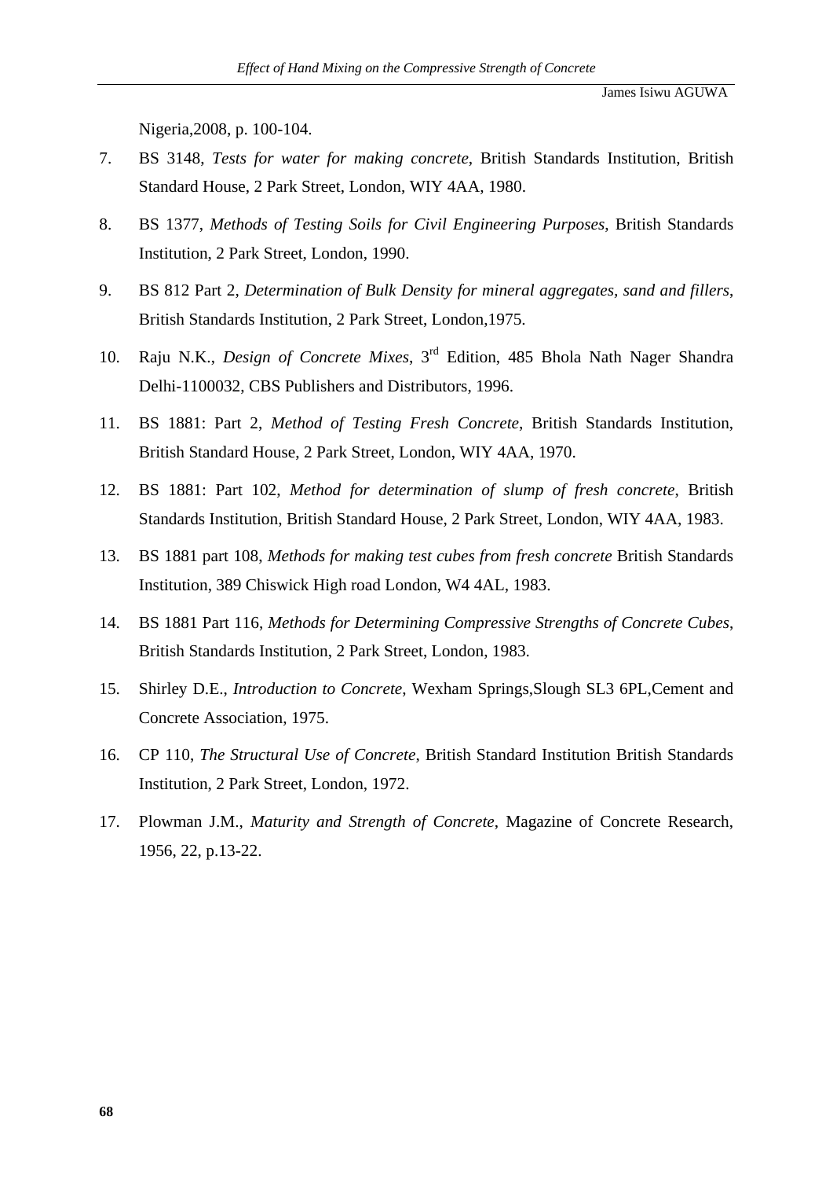Nigeria,2008, p. 100-104.

7. BS 3148, *Tests for water for making concrete*, British Standards Institution, British Standard House, 2 Park Street, London, WIY 4AA, 1980.
8. BS 1377, *Methods of Testing Soils for Civil Engineering Purposes*, British Standards Institution, 2 Park Street, London, 1990.
9. BS 812 Part 2, *Determination of Bulk Density for mineral aggregates, sand and fillers*, British Standards Institution, 2 Park Street, London,1975.
10. Raju N.K., *Design of Concrete Mixes*, 3rd Edition, 485 Bhola Nath Nager Shandra Delhi-1100032, CBS Publishers and Distributors, 1996.
11. BS 1881: Part 2, *Method of Testing Fresh Concrete*, British Standards Institution, British Standard House, 2 Park Street, London, WIY 4AA, 1970.
12. BS 1881: Part 102, *Method for determination of slump of fresh concrete*, British Standards Institution, British Standard House, 2 Park Street, London, WIY 4AA, 1983.
13. BS 1881 part 108, *Methods for making test cubes from fresh concrete* British Standards Institution, 389 Chiswick High road London, W4 4AL, 1983.
14. BS 1881 Part 116, *Methods for Determining Compressive Strengths of Concrete Cubes*, British Standards Institution, 2 Park Street, London, 1983.
15. Shirley D.E., *Introduction to Concrete*, Wexham Springs,Slough SL3 6PL,Cement and Concrete Association, 1975.
16. CP 110, *The Structural Use of Concrete*, British Standard Institution British Standards Institution, 2 Park Street, London, 1972.
17. Plowman J.M., *Maturity and Strength of Concrete*, Magazine of Concrete Research, 1956, 22, p.13-22.